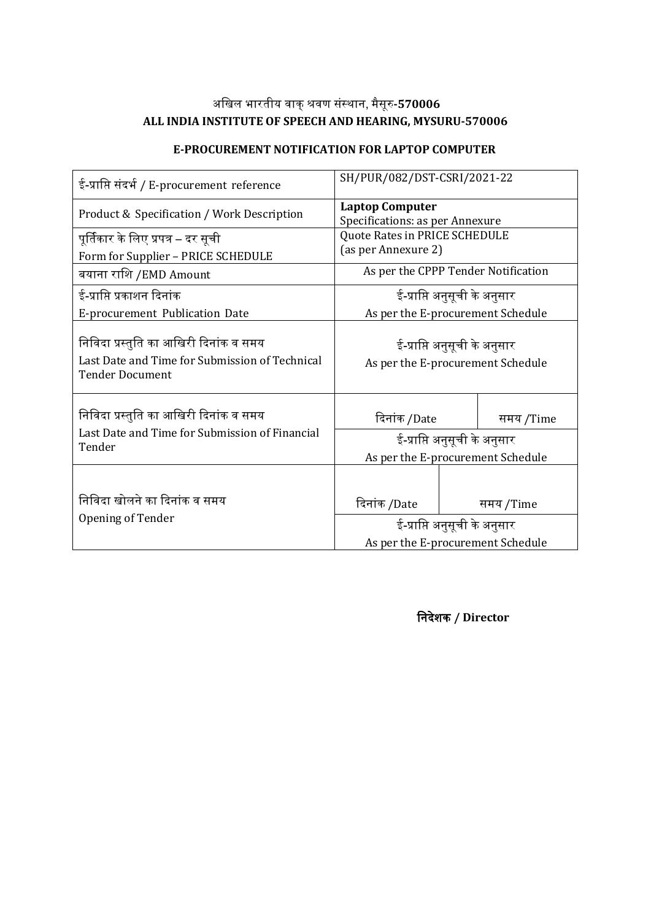अखिल भारतीय वाक् श्रवण संस्थान, मैसूरु-**570006**

**ALL INDIA INSTITUTE OF SPEECH AND HEARING, MYSURU-570006**

**E-PROCUREMENT NOTIFICATION FOR LAPTOP COMPUTER**

| | | |
|---|---|---|
| ई-प्राप्ति संदर्भ / E-procurement reference | SH/PUR/082/DST-CSRI/2021-22 | |
| Product & Specification / Work Description | **Laptop Computer**<br>Specifications: as per Annexure | |
| पूर्तिकार के लिए प्रपत्र – दर सूची<br>Form for Supplier – PRICE SCHEDULE | Quote Rates in PRICE SCHEDULE<br>(as per Annexure 2) | |
| बयाना राशि /EMD Amount | As per the CPPP Tender Notification | |
| ई-प्राप्ति प्रकाशन दिनांक<br>E-procurement Publication Date | ई-प्राप्ति अनुसूची के अनुसार<br>As per the E-procurement Schedule | |
| निविदा प्रस्तुति का आखिरी दिनांक व समय<br>Last Date and Time for Submission of Technical Tender Document | ई-प्राप्ति अनुसूची के अनुसार<br>As per the E-procurement Schedule | |
| निविदा प्रस्तुति का आखिरी दिनांक व समय<br>Last Date and Time for Submission of Financial Tender | दिनांक /Date | समय /Time |
| | ई-प्राप्ति अनुसूची के अनुसार<br>As per the E-procurement Schedule | |
| निविदा खोलने का दिनांक व समय<br>Opening of Tender | दिनांक /Date | समय /Time |
| | ई-प्राप्ति अनुसूची के अनुसार<br>As per the E-procurement Schedule | |

**निदेशक / Director**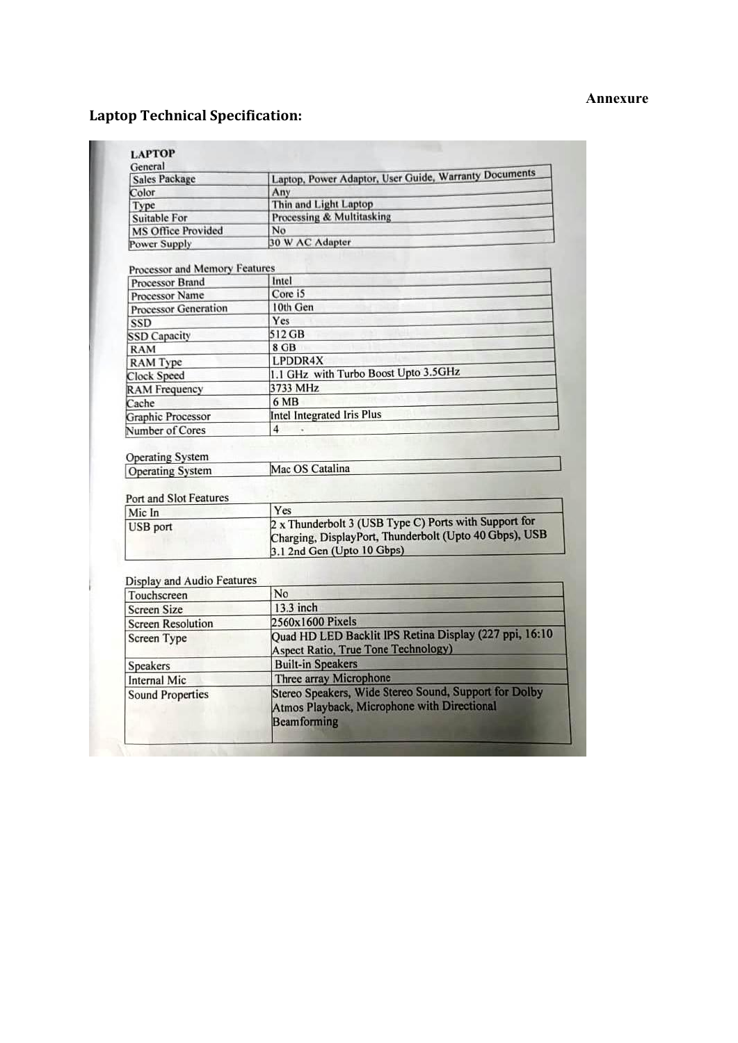**Annexure**

## Laptop Technical Specification:

**LAPTOP**

General

| | |
|---|---|
| Sales Package | Laptop, Power Adaptor, User Guide, Warranty Documents |
| Color | Any |
| Type | Thin and Light Laptop |
| Suitable For | Processing & Multitasking |
| MS Office Provided | No |
| Power Supply | 30 W AC Adapter |

Processor and Memory Features

| | |
|---|---|
| Processor Brand | Intel |
| Processor Name | Core i5 |
| Processor Generation | 10th Gen |
| SSD | Yes |
| SSD Capacity | 512 GB |
| RAM | 8 GB |
| RAM Type | LPDDR4X |
| Clock Speed | 1.1 GHz with Turbo Boost Upto 3.5GHz |
| RAM Frequency | 3733 MHz |
| Cache | 6 MB |
| Graphic Processor | Intel Integrated Iris Plus |
| Number of Cores | 4 |

Operating System

| | |
|---|---|
| Operating System | Mac OS Catalina |

Port and Slot Features

| | |
|---|---|
| Mic In | Yes |
| USB port | 2 x Thunderbolt 3 (USB Type C) Ports with Support for Charging, DisplayPort, Thunderbolt (Upto 40 Gbps), USB 3.1 2nd Gen (Upto 10 Gbps) |

Display and Audio Features

| | |
|---|---|
| Touchscreen | No |
| Screen Size | 13.3 inch |
| Screen Resolution | 2560x1600 Pixels |
| Screen Type | Quad HD LED Backlit IPS Retina Display (227 ppi, 16:10 Aspect Ratio, True Tone Technology) |
| Speakers | Built-in Speakers |
| Internal Mic | Three array Microphone |
| Sound Properties | Stereo Speakers, Wide Stereo Sound, Support for Dolby Atmos Playback, Microphone with Directional Beamforming |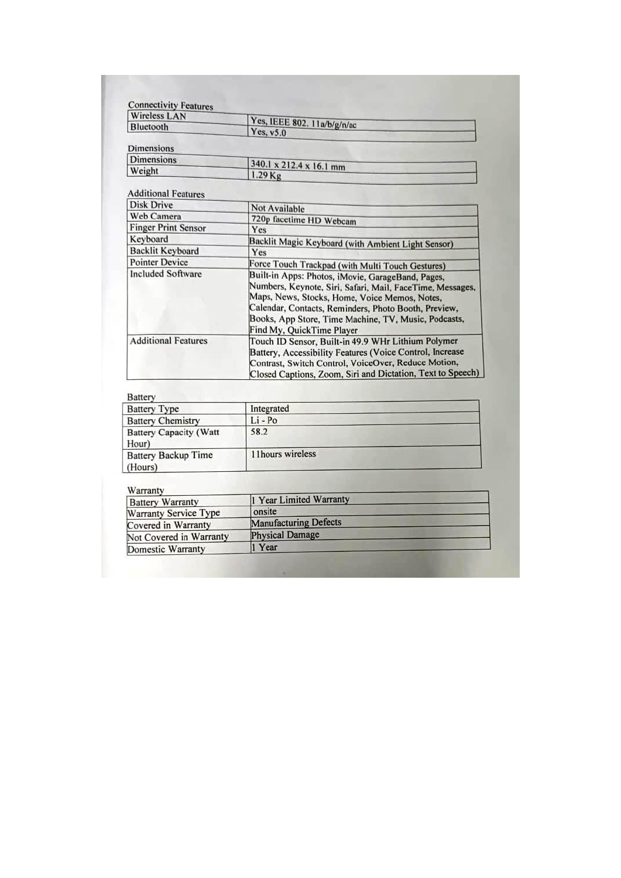Connectivity Features

| Wireless LAN | Yes, IEEE 802. 11a/b/g/n/ac |
|---|---|
| Bluetooth | Yes, v5.0 |

Dimensions

| Dimensions | 340.1 x 212.4 x 16.1 mm |
|---|---|
| Weight | 1.29 Kg |

Additional Features

| Disk Drive | Not Available |
|---|---|
| Web Camera | 720p facetime HD Webcam |
| Finger Print Sensor | Yes |
| Keyboard | Backlit Magic Keyboard (with Ambient Light Sensor) |
| Backlit Keyboard | Yes |
| Pointer Device | Force Touch Trackpad (with Multi Touch Gestures) |
| Included Software | Built-in Apps: Photos, iMovie, GarageBand, Pages, Numbers, Keynote, Siri, Safari, Mail, FaceTime, Messages, Maps, News, Stocks, Home, Voice Memos, Notes, Calendar, Contacts, Reminders, Photo Booth, Preview, Books, App Store, Time Machine, TV, Music, Podcasts, Find My, QuickTime Player |
| Additional Features | Touch ID Sensor, Built-in 49.9 WHr Lithium Polymer Battery, Accessibility Features (Voice Control, Increase Contrast, Switch Control, VoiceOver, Reduce Motion, Closed Captions, Zoom, Siri and Dictation, Text to Speech) |

Battery

| Battery Type | Integrated |
|---|---|
| Battery Chemistry | Li - Po |
| Battery Capacity (Watt Hour) | 58.2 |
| Battery Backup Time (Hours) | 11hours wireless |

Warranty

| Battery Warranty | 1 Year Limited Warranty |
|---|---|
| Warranty Service Type | onsite |
| Covered in Warranty | Manufacturing Defects |
| Not Covered in Warranty | Physical Damage |
| Domestic Warranty | 1 Year |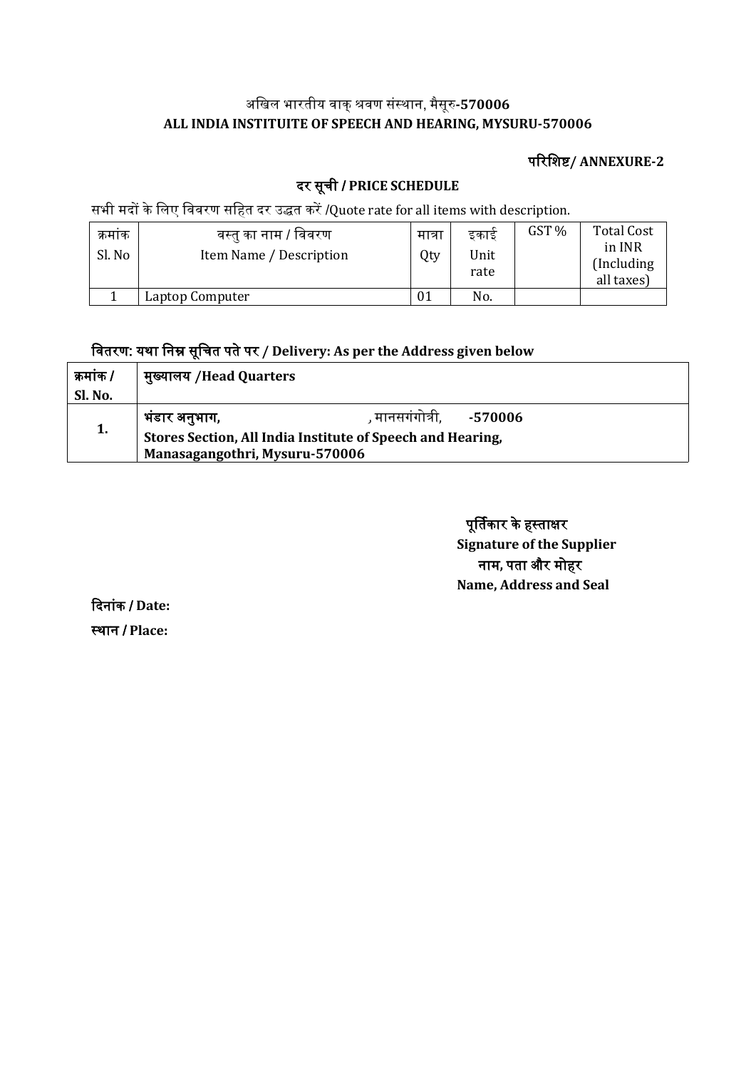अखिल भारतीय वाक् श्रवण संस्थान, मैसूरु-**570006**

**ALL INDIA INSTITUITE OF SPEECH AND HEARING, MYSURU-570006**

**परिशिष्ट/ ANNEXURE-2**

## दर सूची / PRICE SCHEDULE

सभी मदों के लिए विवरण सहित दर उद्धत करें /Quote rate for all items with description.

| क्रमांक Sl. No | वस्तु का नाम / विवरण Item Name / Description | मात्रा Qty | इकाई Unit rate | GST % | Total Cost in INR (Including all taxes) |
|---|---|---|---|---|---|
| 1 | Laptop Computer | 01 | No. | | |

### वितरण: यथा निम्न सूचित पते पर / Delivery: As per the Address given below

| क्रमांक / Sl. No. | मुख्यालय /Head Quarters |
|---|---|
| **1.** | **भंडार अनुभाग,** , मानसगंगोत्री, **-570006** **Stores Section, All India Institute of Speech and Hearing, Manasagangothri, Mysuru-570006** |

**पूर्तिकार के हस्ताक्षर**
**Signature of the Supplier**
**नाम, पता और मोहर**
**Name, Address and Seal**

**दिनांक / Date:**

**स्थान / Place:**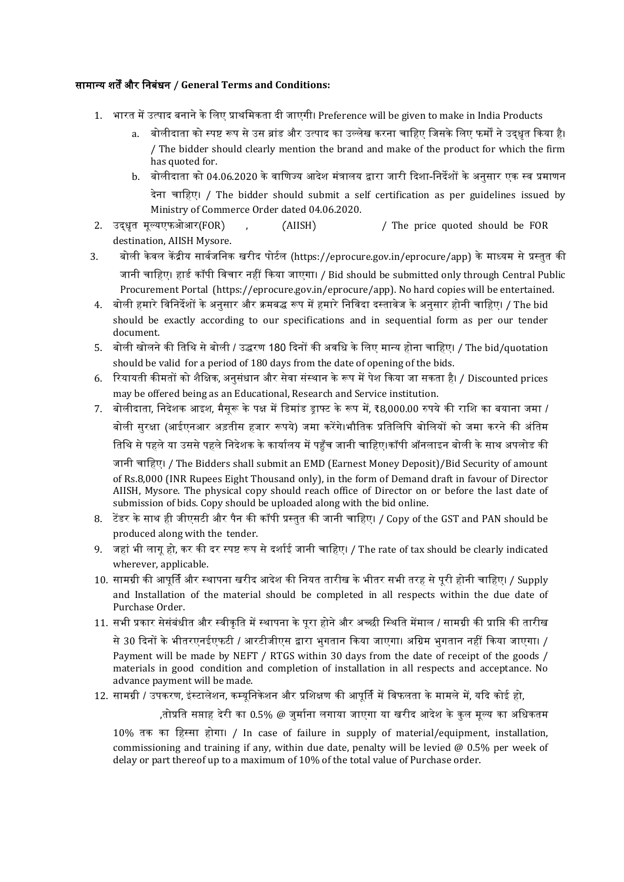**सामान्य शर्तें और निबंधन / General Terms and Conditions:**

1. भारत में उत्पाद बनाने के लिए प्राथमिकता दी जाएगी। Preference will be given to make in India Products
   a. बोलीदाता को स्पष्ट रूप से उस ब्रांड और उत्पाद का उल्लेख करना चाहिए जिसके लिए फर्मों ने उद्धृत किया है। / The bidder should clearly mention the brand and make of the product for which the firm has quoted for.
   b. बोलीदाता को 04.06.2020 के वाणिज्य आदेश मंत्रालय द्वारा जारी दिशा-निर्देशों के अनुसार एक स्व प्रमाणन देना चाहिए। / The bidder should submit a self certification as per guidelines issued by Ministry of Commerce Order dated 04.06.2020.
2. उद्धृत मूल्यएफओआर(FOR) , (AIISH) / The price quoted should be FOR destination, AIISH Mysore.
3. बोली केवल केंद्रीय सार्वजनिक खरीद पोर्टल (https://eprocure.gov.in/eprocure/app) के माध्यम से प्रस्तुत की जानी चाहिए। हार्ड कॉपी विचार नहीं किया जाएगा। / Bid should be submitted only through Central Public Procurement Portal (https://eprocure.gov.in/eprocure/app). No hard copies will be entertained.
4. बोली हमारे विनिर्देशों के अनुसार और क्रमबद्ध रूप में हमारे निविदा दस्तावेज के अनुसार होनी चाहिए। / The bid should be exactly according to our specifications and in sequential form as per our tender document.
5. बोली खोलने की तिथि से बोली / उद्धरण 180 दिनों की अवधि के लिए मान्य होना चाहिए। / The bid/quotation should be valid for a period of 180 days from the date of opening of the bids.
6. रियायती कीमतों को शैक्षिक, अनुसंधान और सेवा संस्थान के रूप में पेश किया जा सकता है। / Discounted prices may be offered being as an Educational, Research and Service institution.
7. बोलीदाता, निदेशक आइश, मैसूरू के पक्ष में डिमांड ड्राफ्ट के रूप में, ₹8,000.00 रुपये की राशि का बयाना जमा / बोली सुरक्षा (आईएनआर अड़तीस हजार रूपये) जमा करेंगे।भौतिक प्रतिलिपि बोलियों को जमा करने की अंतिम तिथि से पहले या उससे पहले निदेशक के कार्यालय में पहुँच जानी चाहिए।कॉपी ऑनलाइन बोली के साथ अपलोड की जानी चाहिए। / The Bidders shall submit an EMD (Earnest Money Deposit)/Bid Security of amount of Rs.8,000 (INR Rupees Eight Thousand only), in the form of Demand draft in favour of Director AIISH, Mysore. The physical copy should reach office of Director on or before the last date of submission of bids. Copy should be uploaded along with the bid online.
8. टेंडर के साथ ही जीएसटी और पैन की कॉपी प्रस्तुत की जानी चाहिए। / Copy of the GST and PAN should be produced along with the tender.
9. जहां भी लागू हो, कर की दर स्पष्ट रूप से दर्शाई जानी चाहिए। / The rate of tax should be clearly indicated wherever, applicable.
10. सामग्री की आपूर्ति और स्थापना खरीद आदेश की नियत तारीख के भीतर सभी तरह से पूरी होनी चाहिए। / Supply and Installation of the material should be completed in all respects within the due date of Purchase Order.
11. सभी प्रकार सेसंबंधीत और स्वीकृति में स्थापना के पूरा होने और अच्छी स्थिति मेंमाल / सामग्री की प्राप्ति की तारीख से 30 दिनों के भीतरएनईएफटी / आरटीजीएस द्वारा भुगतान किया जाएगा। अग्रिम भुगतान नहीं किया जाएगा। / Payment will be made by NEFT / RTGS within 30 days from the date of receipt of the goods / materials in good condition and completion of installation in all respects and acceptance. No advance payment will be made.
12. सामग्री / उपकरण, इंस्टालेशन, कम्यूनिकेशन और प्रशिक्षण की आपूर्ति में विफलता के मामले में, यदि कोई हो, ,तोप्रति सप्ताह देरी का 0.5% @ जुर्माना लगाया जाएगा या खरीद आदेश के कुल मूल्य का अधिकतम 10% तक का हिस्सा होगा। / In case of failure in supply of material/equipment, installation, commissioning and training if any, within due date, penalty will be levied @ 0.5% per week of delay or part thereof up to a maximum of 10% of the total value of Purchase order.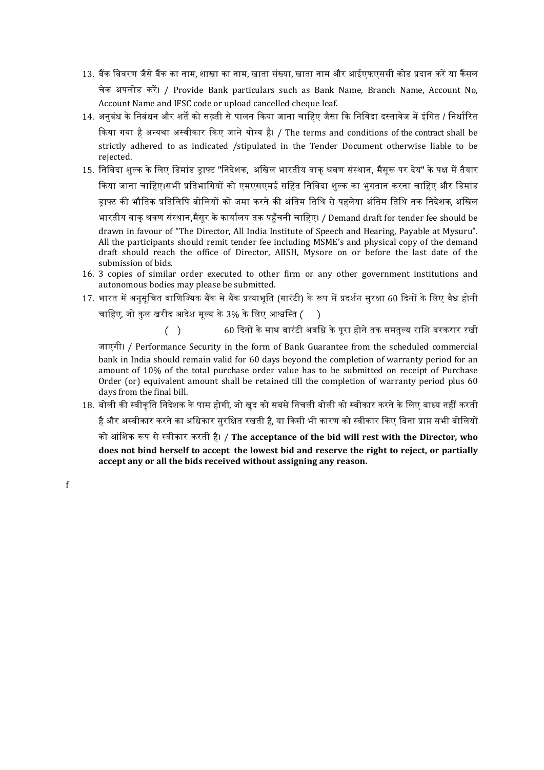13. बैंक विवरण जैसे बैंक का नाम, शाखा का नाम, खाता संख्या, खाता नाम और आईएफएससी कोड प्रदान करें या कैंसल चेक अपलोड करें। / Provide Bank particulars such as Bank Name, Branch Name, Account No, Account Name and IFSC code or upload cancelled cheque leaf.
14. अनुबंध के निबंधन और शर्तें को सख़्ती से पालन किया जाना चाहिए जैसा कि निविदा दस्तावेज में इंगित / निर्धारित किया गया है अन्यथा अस्वीकार किए जाने योग्य है। / The terms and conditions of the contract shall be strictly adhered to as indicated /stipulated in the Tender Document otherwise liable to be rejected.
15. निविदा शुल्क के लिए डिमांड ड्राफ्ट "निदेशक, अखिल भारतीय वाक् श्रवण संस्थान, मैसूरू पर देय" के पक्ष में तैयार किया जाना चाहिए।सभी प्रतिभागियों को एमएसएमई सहित निविदा शुल्क का भुगतान करना चाहिए और डिमांड ड्राफ्ट की भौतिक प्रतिलिपि बोलियों को जमा करने की अंतिम तिथि से पहलेया अंतिम तिथि तक निदेशक, अखिल भारतीय वाक् श्रवण संस्थान,मैसूर के कार्यालय तक पहुँचनी चाहिए। / Demand draft for tender fee should be drawn in favour of "The Director, All India Institute of Speech and Hearing, Payable at Mysuru". All the participants should remit tender fee including MSME's and physical copy of the demand draft should reach the office of Director, AIISH, Mysore on or before the last date of the submission of bids.
16. 3 copies of similar order executed to other firm or any other government institutions and autonomous bodies may please be submitted.
17. भारत में अनुसूचित वाणिज्यिक बैंक से बैंक प्रत्याभूति (गारंटी) के रूप में प्रदर्शन सुरक्षा 60 दिनों के लिए वैध होनी चाहिए, जो कुल खरीद आदेश मूल्य के 3% के लिए आश्वस्ति ( )

    ( ) 60 दिनों के साथ वारंटी अवधि के पूरा होने तक समतुल्य राशि बरकरार रखी जाएगी। / Performance Security in the form of Bank Guarantee from the scheduled commercial bank in India should remain valid for 60 days beyond the completion of warranty period for an amount of 10% of the total purchase order value has to be submitted on receipt of Purchase Order (or) equivalent amount shall be retained till the completion of warranty period plus 60 days from the final bill.
18. बोली की स्वीकृति निदेशक के पास होगी, जो खुद को सबसे निचली बोली को स्वीकार करने के लिए बाध्य नहीं करती है और अस्वीकार करने का अधिकार सुरक्षित रखती है, या किसी भी कारण को स्वीकार किए बिना प्राप्त सभी बोलियों को आंशिक रूप से स्वीकार करती है। / **The acceptance of the bid will rest with the Director, who does not bind herself to accept the lowest bid and reserve the right to reject, or partially accept any or all the bids received without assigning any reason.**

f